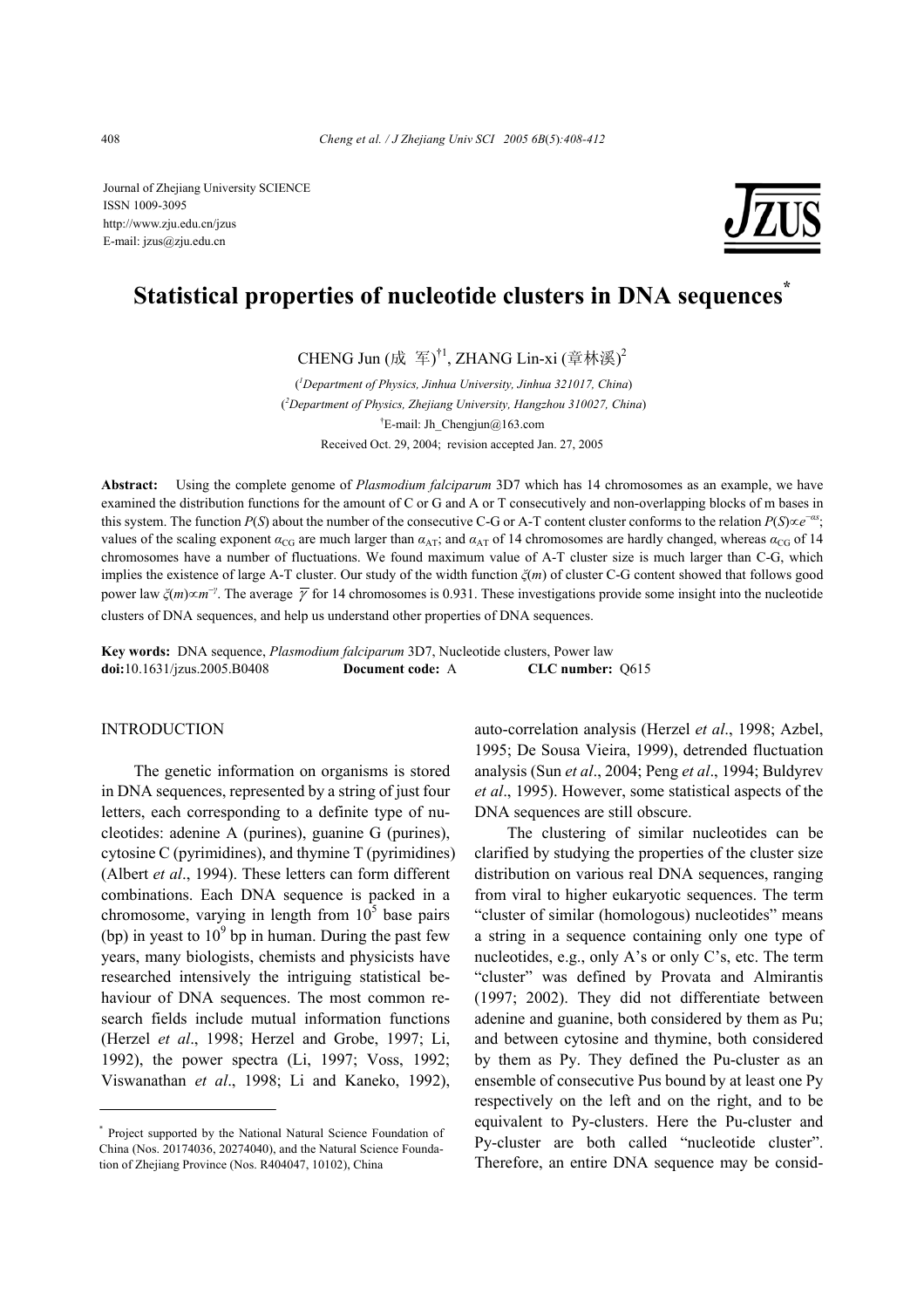Journal of Zhejiang University SCIENCE
ISSN 1009-3095
http://www.zju.edu.cn/jzus
E-mail: jzus@zju.edu.cn

# Statistical properties of nucleotide clusters in DNA sequences*

CHENG Jun (成 军)[†1], ZHANG Lin-xi (章林溪)[2]

([1]Department of Physics, Jinhua University, Jinhua 321017, China)
([2]Department of Physics, Zhejiang University, Hangzhou 310027, China)
[†]E-mail: Jh_Chengjun@163.com
Received Oct. 29, 2004; revision accepted Jan. 27, 2005

**Abstract:** Using the complete genome of *Plasmodium falciparum* 3D7 which has 14 chromosomes as an example, we have examined the distribution functions for the amount of C or G and A or T consecutively and non-overlapping blocks of m bases in this system. The function $P(S)$ about the number of the consecutive C-G or A-T content cluster conforms to the relation $P(S)\propto e^{-\alpha s}$; values of the scaling exponent $\alpha_{CG}$ are much larger than $\alpha_{AT}$; and $\alpha_{AT}$ of 14 chromosomes are hardly changed, whereas $\alpha_{CG}$ of 14 chromosomes have a number of fluctuations. We found maximum value of A-T cluster size is much larger than C-G, which implies the existence of large A-T cluster. Our study of the width function $\xi(m)$ of cluster C-G content showed that follows good power law $\xi(m)\propto m^{-\gamma}$. The average $\overline{\gamma}$ for 14 chromosomes is 0.931. These investigations provide some insight into the nucleotide clusters of DNA sequences, and help us understand other properties of DNA sequences.

**Key words:** DNA sequence, *Plasmodium falciparum* 3D7, Nucleotide clusters, Power law
**doi:**10.1631/jzus.2005.B0408 **Document code:** A **CLC number:** Q615

## INTRODUCTION

The genetic information on organisms is stored in DNA sequences, represented by a string of just four letters, each corresponding to a definite type of nucleotides: adenine A (purines), guanine G (purines), cytosine C (pyrimidines), and thymine T (pyrimidines) (Albert *et al*., 1994). These letters can form different combinations. Each DNA sequence is packed in a chromosome, varying in length from $10^5$ base pairs (bp) in yeast to $10^9$ bp in human. During the past few years, many biologists, chemists and physicists have researched intensively the intriguing statistical behaviour of DNA sequences. The most common research fields include mutual information functions (Herzel *et al*., 1998; Herzel and Grobe, 1997; Li, 1992), the power spectra (Li, 1997; Voss, 1992; Viswanathan *et al*., 1998; Li and Kaneko, 1992), auto-correlation analysis (Herzel *et al*., 1998; Azbel, 1995; De Sousa Vieira, 1999), detrended fluctuation analysis (Sun *et al*., 2004; Peng *et al*., 1994; Buldyrev *et al*., 1995). However, some statistical aspects of the DNA sequences are still obscure.

The clustering of similar nucleotides can be clarified by studying the properties of the cluster size distribution on various real DNA sequences, ranging from viral to higher eukaryotic sequences. The term "cluster of similar (homologous) nucleotides" means a string in a sequence containing only one type of nucleotides, e.g., only A's or only C's, etc. The term "cluster" was defined by Provata and Almirantis (1997; 2002). They did not differentiate between adenine and guanine, both considered by them as Pu; and between cytosine and thymine, both considered by them as Py. They defined the Pu-cluster as an ensemble of consecutive Pus bound by at least one Py respectively on the left and on the right, and to be equivalent to Py-clusters. Here the Pu-cluster and Py-cluster are both called "nucleotide cluster". Therefore, an entire DNA sequence may be consid-

---

* Project supported by the National Natural Science Foundation of China (Nos. 20174036, 20274040), and the Natural Science Foundation of Zhejiang Province (Nos. R404047, 10102), China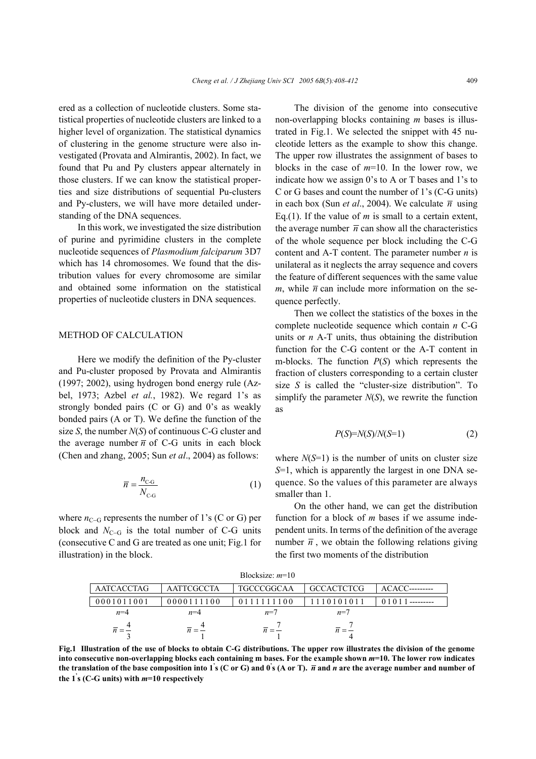ered as a collection of nucleotide clusters. Some statistical properties of nucleotide clusters are linked to a higher level of organization. The statistical dynamics of clustering in the genome structure were also investigated (Provata and Almirantis, 2002). In fact, we found that Pu and Py clusters appear alternately in those clusters. If we can know the statistical properties and size distributions of sequential Pu-clusters and Py-clusters, we will have more detailed understanding of the DNA sequences.

In this work, we investigated the size distribution of purine and pyrimidine clusters in the complete nucleotide sequences of *Plasmodium falciparum* 3D7 which has 14 chromosomes. We found that the distribution values for every chromosome are similar and obtained some information on the statistical properties of nucleotide clusters in DNA sequences.

## METHOD OF CALCULATION

Here we modify the definition of the Py-cluster and Pu-cluster proposed by Provata and Almirantis (1997; 2002), using hydrogen bond energy rule (Azbel, 1973; Azbel *et al.*, 1982). We regard 1's as strongly bonded pairs (C or G) and 0's as weakly bonded pairs (A or T). We define the function of the size $S$, the number $N(S)$ of continuous C-G cluster and the average number $\overline{n}$ of C-G units in each block (Chen and zhang, 2005; Sun *et al*., 2004) as follows:

$$\overline{n} = \frac{n_{\text{C-G}}}{N_{\text{C-G}}} \tag{1}$$

where $n_{\text{C-G}}$ represents the number of 1's (C or G) per block and $N_{\text{C-G}}$ is the total number of C-G units (consecutive C and G are treated as one unit; Fig.1 for illustration) in the block.

The division of the genome into consecutive non-overlapping blocks containing $m$ bases is illustrated in Fig.1. We selected the snippet with 45 nucleotide letters as the example to show this change. The upper row illustrates the assignment of bases to blocks in the case of $m$=10. In the lower row, we indicate how we assign 0's to A or T bases and 1's to C or G bases and count the number of 1's (C-G units) in each box (Sun *et al*., 2004). We calculate $\overline{n}$ using Eq.(1). If the value of $m$ is small to a certain extent, the average number $\overline{n}$ can show all the characteristics of the whole sequence per block including the C-G content and A-T content. The parameter number $n$ is unilateral as it neglects the array sequence and covers the feature of different sequences with the same value $m$, while $\overline{n}$ can include more information on the sequence perfectly.

Then we collect the statistics of the boxes in the complete nucleotide sequence which contain $n$ C-G units or $n$ A-T units, thus obtaining the distribution function for the C-G content or the A-T content in m-blocks. The function $P(S)$ which represents the fraction of clusters corresponding to a certain cluster size $S$ is called the "cluster-size distribution". To simplify the parameter $N(S)$, we rewrite the function as

$$P(S)=N(S)/N(S=1) \tag{2}$$

where $N(S=1)$ is the number of units on cluster size $S$=1, which is apparently the largest in one DNA sequence. So the values of this parameter are always smaller than 1.

On the other hand, we can get the distribution function for a block of $m$ bases if we assume independent units. In terms of the definition of the average number $\overline{n}$, we obtain the following relations giving the first two moments of the distribution

Blocksize: $m$=10

| AATCACCTAG | AATTCGCCTA | TGCCCGGCAA | GCCACTCTCG | ACACC--------- |
|---|---|---|---|---|
| 0001011001 | 0000111100 | 0111111100 | 1110101011 | 01011--------- |
| $n$=4 | $n$=4 | $n$=7 | $n$=7 | |
| $\overline{n}=\frac{4}{3}$ | $\overline{n}=\frac{4}{1}$ | $\overline{n}=\frac{7}{1}$ | $\overline{n}=\frac{7}{4}$ | |

**Fig.1 Illustration of the use of blocks to obtain C-G distributions. The upper row illustrates the division of the genome into consecutive non-overlapping blocks each containing m bases. For the example shown *m*=10. The lower row indicates the translation of the base composition into 1's (C or G) and 0's (A or T). $\overline{n}$ and *n* are the average number and number of the 1's (C-G units) with *m*=10 respectively**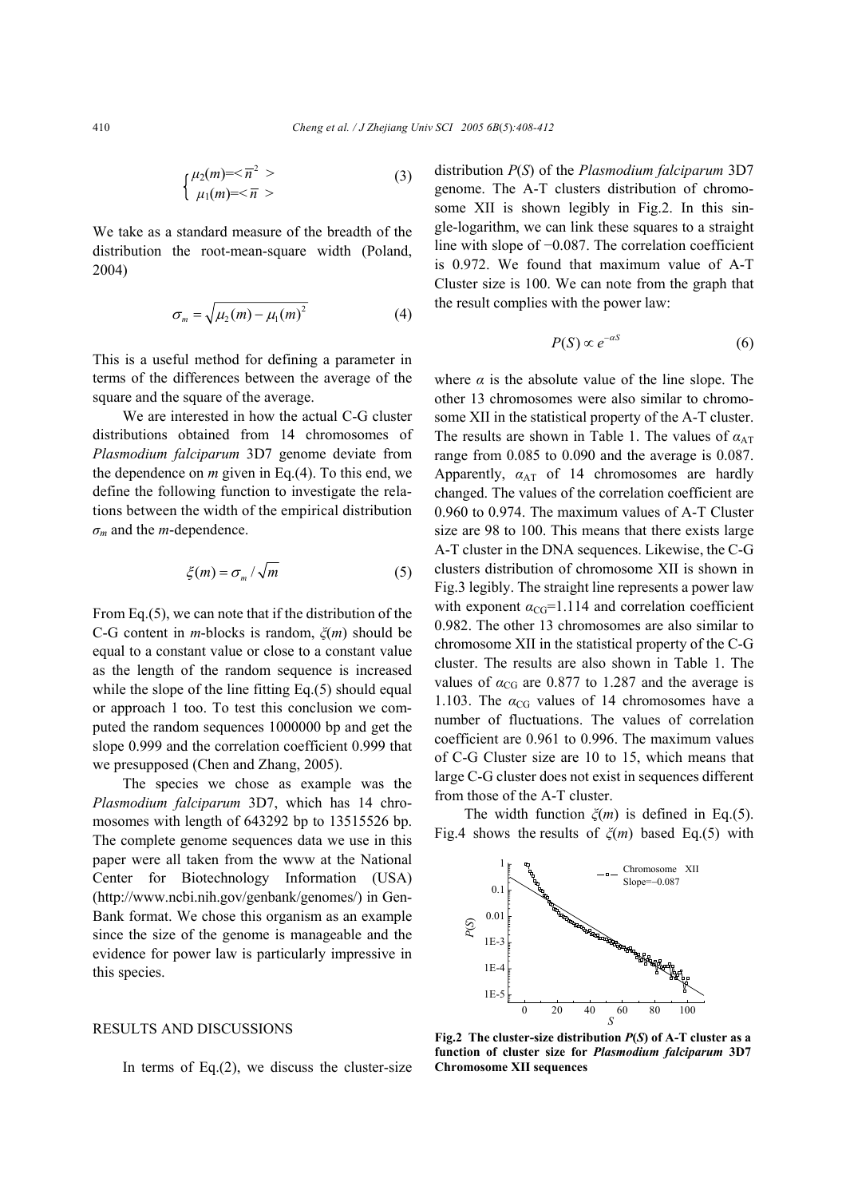$$\begin{cases} \mu_2(m) = <\overline{n}^2> \\ \mu_1(m) = <\overline{n}> \end{cases} \tag{3}$$

We take as a standard measure of the breadth of the distribution the root-mean-square width (Poland, 2004)

$$\sigma_m = \sqrt{\mu_2(m) - \mu_1(m)^2} \tag{4}$$

This is a useful method for defining a parameter in terms of the differences between the average of the square and the square of the average.

We are interested in how the actual C-G cluster distributions obtained from 14 chromosomes of *Plasmodium falciparum* 3D7 genome deviate from the dependence on $m$ given in Eq.(4). To this end, we define the following function to investigate the relations between the width of the empirical distribution $\sigma_m$ and the $m$-dependence.

$$\xi(m) = \sigma_m / \sqrt{m} \tag{5}$$

From Eq.(5), we can note that if the distribution of the C-G content in $m$-blocks is random, $\xi(m)$ should be equal to a constant value or close to a constant value as the length of the random sequence is increased while the slope of the line fitting Eq.(5) should equal or approach 1 too. To test this conclusion we computed the random sequences 1000000 bp and get the slope 0.999 and the correlation coefficient 0.999 that we presupposed (Chen and Zhang, 2005).

The species we chose as example was the *Plasmodium falciparum* 3D7, which has 14 chromosomes with length of 643292 bp to 13515526 bp. The complete genome sequences data we use in this paper were all taken from the www at the National Center for Biotechnology Information (USA) (http://www.ncbi.nih.gov/genbank/genomes/) in GenBank format. We chose this organism as an example since the size of the genome is manageable and the evidence for power law is particularly impressive in this species.

## RESULTS AND DISCUSSIONS

In terms of Eq.(2), we discuss the cluster-size distribution $P(S)$ of the *Plasmodium falciparum* 3D7 genome. The A-T clusters distribution of chromosome XII is shown legibly in Fig.2. In this single-logarithm, we can link these squares to a straight line with slope of −0.087. The correlation coefficient is 0.972. We found that maximum value of A-T Cluster size is 100. We can note from the graph that the result complies with the power law:

$$P(S) \propto e^{-\alpha S} \tag{6}$$

where $\alpha$ is the absolute value of the line slope. The other 13 chromosomes were also similar to chromosome XII in the statistical property of the A-T cluster. The results are shown in Table 1. The values of $\alpha_{AT}$ range from 0.085 to 0.090 and the average is 0.087. Apparently, $\alpha_{AT}$ of 14 chromosomes are hardly changed. The values of the correlation coefficient are 0.960 to 0.974. The maximum values of A-T Cluster size are 98 to 100. This means that there exists large A-T cluster in the DNA sequences. Likewise, the C-G clusters distribution of chromosome XII is shown in Fig.3 legibly. The straight line represents a power law with exponent $\alpha_{CG}$=1.114 and correlation coefficient 0.982. The other 13 chromosomes are also similar to chromosome XII in the statistical property of the C-G cluster. The results are also shown in Table 1. The values of $\alpha_{CG}$ are 0.877 to 1.287 and the average is 1.103. The $\alpha_{CG}$ values of 14 chromosomes have a number of fluctuations. The values of correlation coefficient are 0.961 to 0.996. The maximum values of C-G Cluster size are 10 to 15, which means that large C-G cluster does not exist in sequences different from those of the A-T cluster.

The width function $\xi(m)$ is defined in Eq.(5). Fig.4 shows the results of $\xi(m)$ based Eq.(5) with

**Fig.2 The cluster-size distribution $P(S)$ of A-T cluster as a function of cluster size for *Plasmodium falciparum* 3D7 Chromosome XII sequences**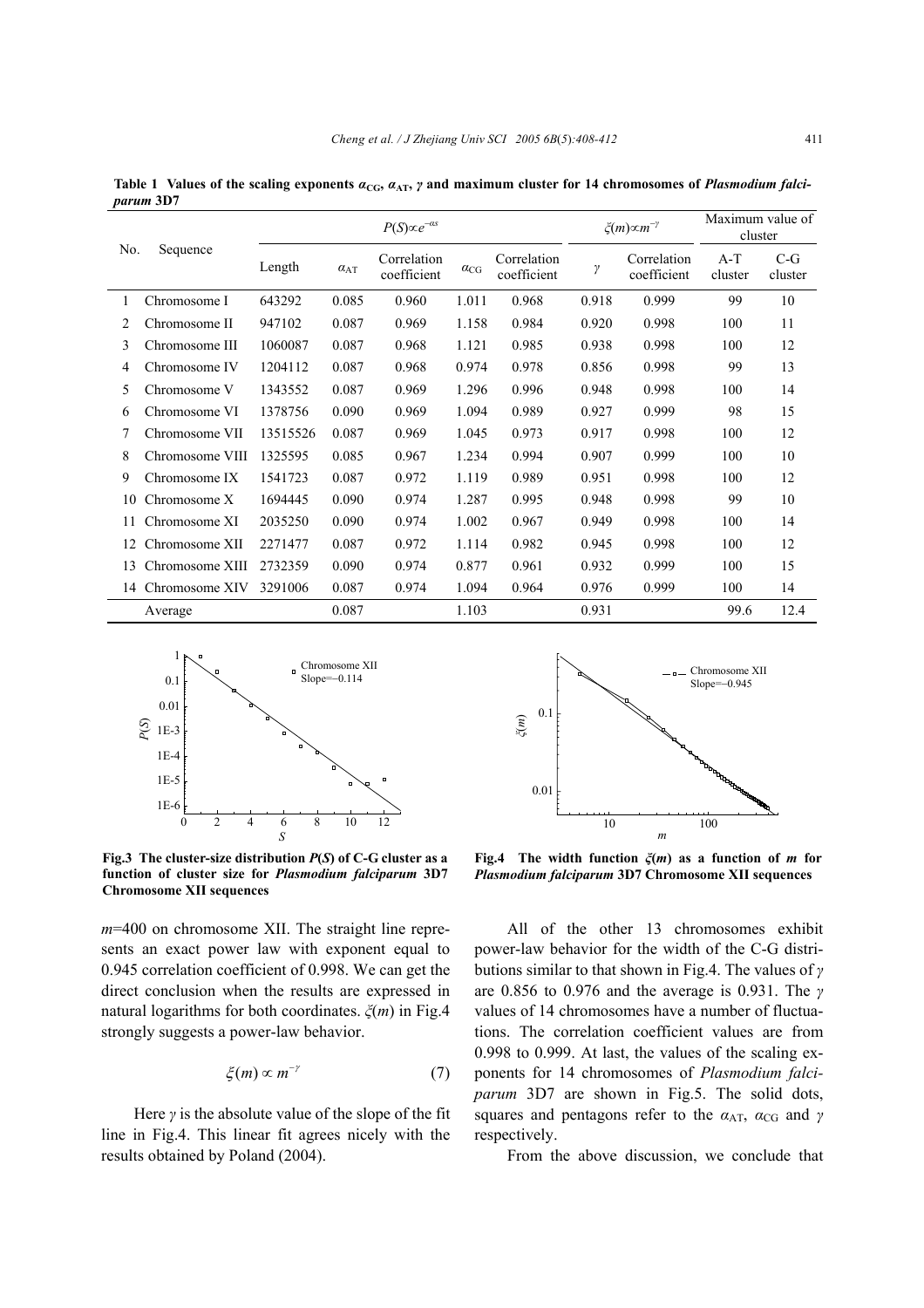**Table 1 Values of the scaling exponents $\alpha_{CG}$, $\alpha_{AT}$, $\gamma$ and maximum cluster for 14 chromosomes of *Plasmodium falciparum* 3D7**

| No. | Sequence | $P(S) \propto e^{-\alpha s}$ | | | | | $\xi(m) \propto m^{-\gamma}$ | | Maximum value of cluster | |
|---|---|---|---|---|---|---|---|---|---|---|
| | | Length | $\alpha_{AT}$ | Correlation coefficient | $\alpha_{CG}$ | Correlation coefficient | $\gamma$ | Correlation coefficient | A-T cluster | C-G cluster |
| 1 | Chromosome I | 643292 | 0.085 | 0.960 | 1.011 | 0.968 | 0.918 | 0.999 | 99 | 10 |
| 2 | Chromosome II | 947102 | 0.087 | 0.969 | 1.158 | 0.984 | 0.920 | 0.998 | 100 | 11 |
| 3 | Chromosome III | 1060087 | 0.087 | 0.968 | 1.121 | 0.985 | 0.938 | 0.998 | 100 | 12 |
| 4 | Chromosome IV | 1204112 | 0.087 | 0.968 | 0.974 | 0.978 | 0.856 | 0.998 | 99 | 13 |
| 5 | Chromosome V | 1343552 | 0.087 | 0.969 | 1.296 | 0.996 | 0.948 | 0.998 | 100 | 14 |
| 6 | Chromosome VI | 1378756 | 0.090 | 0.969 | 1.094 | 0.989 | 0.927 | 0.999 | 98 | 15 |
| 7 | Chromosome VII | 13515526 | 0.087 | 0.969 | 1.045 | 0.973 | 0.917 | 0.998 | 100 | 12 |
| 8 | Chromosome VIII | 1325595 | 0.085 | 0.967 | 1.234 | 0.994 | 0.907 | 0.999 | 100 | 10 |
| 9 | Chromosome IX | 1541723 | 0.087 | 0.972 | 1.119 | 0.989 | 0.951 | 0.998 | 100 | 12 |
| 10 | Chromosome X | 1694445 | 0.090 | 0.974 | 1.287 | 0.995 | 0.948 | 0.998 | 99 | 10 |
| 11 | Chromosome XI | 2035250 | 0.090 | 0.974 | 1.002 | 0.967 | 0.949 | 0.998 | 100 | 14 |
| 12 | Chromosome XII | 2271477 | 0.087 | 0.972 | 1.114 | 0.982 | 0.945 | 0.998 | 100 | 12 |
| 13 | Chromosome XIII | 2732359 | 0.090 | 0.974 | 0.877 | 0.961 | 0.932 | 0.999 | 100 | 15 |
| 14 | Chromosome XIV | 3291006 | 0.087 | 0.974 | 1.094 | 0.964 | 0.976 | 0.999 | 100 | 14 |
| | Average | | 0.087 | | 1.103 | | 0.931 | | 99.6 | 12.4 |

**Fig.3 The cluster-size distribution $P(S)$ of C-G cluster as a function of cluster size for *Plasmodium falciparum* 3D7 Chromosome XII sequences**

**Fig.4 The width function $\xi(m)$ as a function of $m$ for *Plasmodium falciparum* 3D7 Chromosome XII sequences**

$m$=400 on chromosome XII. The straight line represents an exact power law with exponent equal to 0.945 correlation coefficient of 0.998. We can get the direct conclusion when the results are expressed in natural logarithms for both coordinates. $\xi(m)$ in Fig.4 strongly suggests a power-law behavior.

$$\xi(m) \propto m^{-\gamma} \tag{7}$$

Here $\gamma$ is the absolute value of the slope of the fit line in Fig.4. This linear fit agrees nicely with the results obtained by Poland (2004).

All of the other 13 chromosomes exhibit power-law behavior for the width of the C-G distributions similar to that shown in Fig.4. The values of $\gamma$ are 0.856 to 0.976 and the average is 0.931. The $\gamma$ values of 14 chromosomes have a number of fluctuations. The correlation coefficient values are from 0.998 to 0.999. At last, the values of the scaling exponents for 14 chromosomes of *Plasmodium falciparum* 3D7 are shown in Fig.5. The solid dots, squares and pentagons refer to the $\alpha_{AT}$, $\alpha_{CG}$ and $\gamma$ respectively.

From the above discussion, we conclude that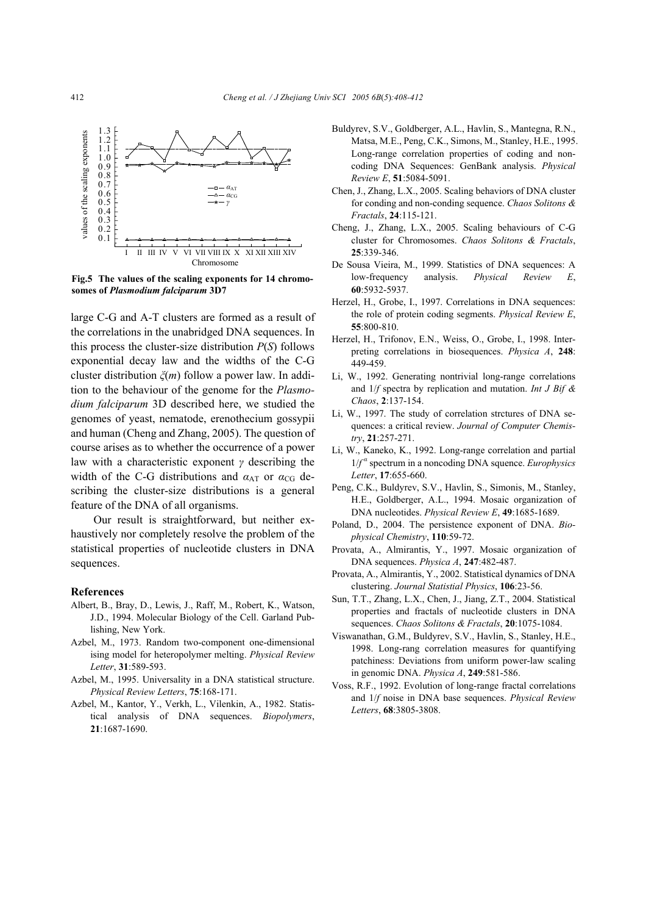values of the scaling exponents

1.3
1.2
1.1
1.0
0.9
0.8
0.7
0.6
0.5
0.4
0.3
0.2
0.1

I II III IV V VI VII VIII IX X XI XII XIII XIV

Chromosome

$\alpha_{AT}$
$\alpha_{CG}$
$\gamma$

**Fig.5 The values of the scaling exponents for 14 chromosomes of *Plasmodium falciparum* 3D7**

large C-G and A-T clusters are formed as a result of the correlations in the unabridged DNA sequences. In this process the cluster-size distribution $P(S)$ follows exponential decay law and the widths of the C-G cluster distribution $\xi(m)$ follow a power law. In addition to the behaviour of the genome for the *Plasmodium falciparum* 3D described here, we studied the genomes of yeast, nematode, erenothecium gossypii and human (Cheng and Zhang, 2005). The question of course arises as to whether the occurrence of a power law with a characteristic exponent $\gamma$ describing the width of the C-G distributions and $\alpha_{AT}$ or $\alpha_{CG}$ describing the cluster-size distributions is a general feature of the DNA of all organisms.

Our result is straightforward, but neither exhaustively nor completely resolve the problem of the statistical properties of nucleotide clusters in DNA sequences.

## References

Albert, B., Bray, D., Lewis, J., Raff, M., Robert, K., Watson, J.D., 1994. Molecular Biology of the Cell. Garland Publishing, New York.

Azbel, M., 1973. Random two-component one-dimensional ising model for heteropolymer melting. *Physical Review Letter*, **31**:589-593.

Azbel, M., 1995. Universality in a DNA statistical structure. *Physical Review Letters*, **75**:168-171.

Azbel, M., Kantor, Y., Verkh, L., Vilenkin, A., 1982. Statistical analysis of DNA sequences. *Biopolymers*, **21**:1687-1690.

Buldyrev, S.V., Goldberger, A.L., Havlin, S., Mantegna, R.N., Matsa, M.E., Peng, C.K., Simons, M., Stanley, H.E., 1995. Long-range correlation properties of coding and noncoding DNA Sequences: GenBank analysis. *Physical Review E*, **51**:5084-5091.

Chen, J., Zhang, L.X., 2005. Scaling behaviors of DNA cluster for conding and non-conding sequence. *Chaos Solitons & Fractals*, **24**:115-121.

Cheng, J., Zhang, L.X., 2005. Scaling behaviours of C-G cluster for Chromosomes. *Chaos Solitons & Fractals*, **25**:339-346.

De Sousa Vieira, M., 1999. Statistics of DNA sequences: A low-frequency analysis. *Physical Review E*, **60**:5932-5937.

Herzel, H., Grobe, I., 1997. Correlations in DNA sequences: the role of protein coding segments. *Physical Review E*, **55**:800-810.

Herzel, H., Trifonov, E.N., Weiss, O., Grobe, I., 1998. Interpreting correlations in biosequences. *Physica A*, **248**: 449-459.

Li, W., 1992. Generating nontrivial long-range correlations and $1/f$ spectra by replication and mutation. *Int J Bif & Chaos*, **2**:137-154.

Li, W., 1997. The study of correlation strctures of DNA sequences: a critical review. *Journal of Computer Chemistry*, **21**:257-271.

Li, W., Kaneko, K., 1992. Long-range correlation and partial $1/f^{\alpha}$ spectrum in a noncoding DNA squence. *Europhysics Letter*, **17**:655-660.

Peng, C.K., Buldyrev, S.V., Havlin, S., Simonis, M., Stanley, H.E., Goldberger, A.L., 1994. Mosaic organization of DNA nucleotides. *Physical Review E*, **49**:1685-1689.

Poland, D., 2004. The persistence exponent of DNA. *Biophysical Chemistry*, **110**:59-72.

Provata, A., Almirantis, Y., 1997. Mosaic organization of DNA sequences. *Physica A*, **247**:482-487.

Provata, A., Almirantis, Y., 2002. Statistical dynamics of DNA clustering. *Journal Statistial Physics*, **106**:23-56.

Sun, T.T., Zhang, L.X., Chen, J., Jiang, Z.T., 2004. Statistical properties and fractals of nucleotide clusters in DNA sequences. *Chaos Solitons & Fractals*, **20**:1075-1084.

Viswanathan, G.M., Buldyrev, S.V., Havlin, S., Stanley, H.E., 1998. Long-rang correlation measures for quantifying patchiness: Deviations from uniform power-law scaling in genomic DNA. *Physica A*, **249**:581-586.

Voss, R.F., 1992. Evolution of long-range fractal correlations and $1/f$ noise in DNA base sequences. *Physical Review Letters*, **68**:3805-3808.